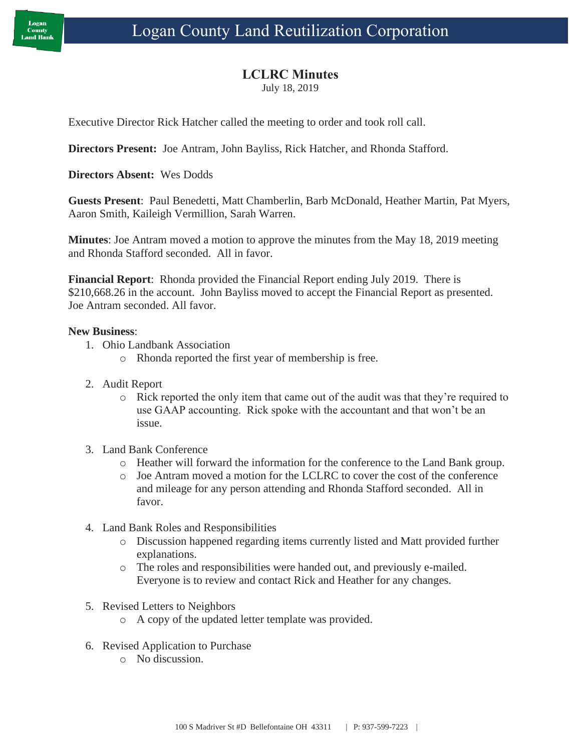# Logan County Land Reutilization Corporation

## LCLRC Minutes

July 18, 2019

Executive Director Rick Hatcher called the meeting to order and took roll call.

**Directors Present:** Joe Antram, John Bayliss, Rick Hatcher, and Rhonda Stafford.

**Directors Absent:** Wes Dodds

**Guests Present**: Paul Benedetti, Matt Chamberlin, Barb McDonald, Heather Martin, Pat Myers, Aaron Smith, Kaileigh Vermillion, Sarah Warren.

**Minutes**: Joe Antram moved a motion to approve the minutes from the May 18, 2019 meeting and Rhonda Stafford seconded. All in favor.

**Financial Report**: Rhonda provided the Financial Report ending July 2019. There is $210,668.26 in the account. John Bayliss moved to accept the Financial Report as presented. Joe Antram seconded. All favor.

**New Business**:

1. Ohio Landbank Association
   - Rhonda reported the first year of membership is free.
2. Audit Report
   - Rick reported the only item that came out of the audit was that they're required to use GAAP accounting. Rick spoke with the accountant and that won't be an issue.
3. Land Bank Conference
   - Heather will forward the information for the conference to the Land Bank group.
   - Joe Antram moved a motion for the LCLRC to cover the cost of the conference and mileage for any person attending and Rhonda Stafford seconded. All in favor.
4. Land Bank Roles and Responsibilities
   - Discussion happened regarding items currently listed and Matt provided further explanations.
   - The roles and responsibilities were handed out, and previously e-mailed. Everyone is to review and contact Rick and Heather for any changes.
5. Revised Letters to Neighbors
   - A copy of the updated letter template was provided.
6. Revised Application to Purchase
   - No discussion.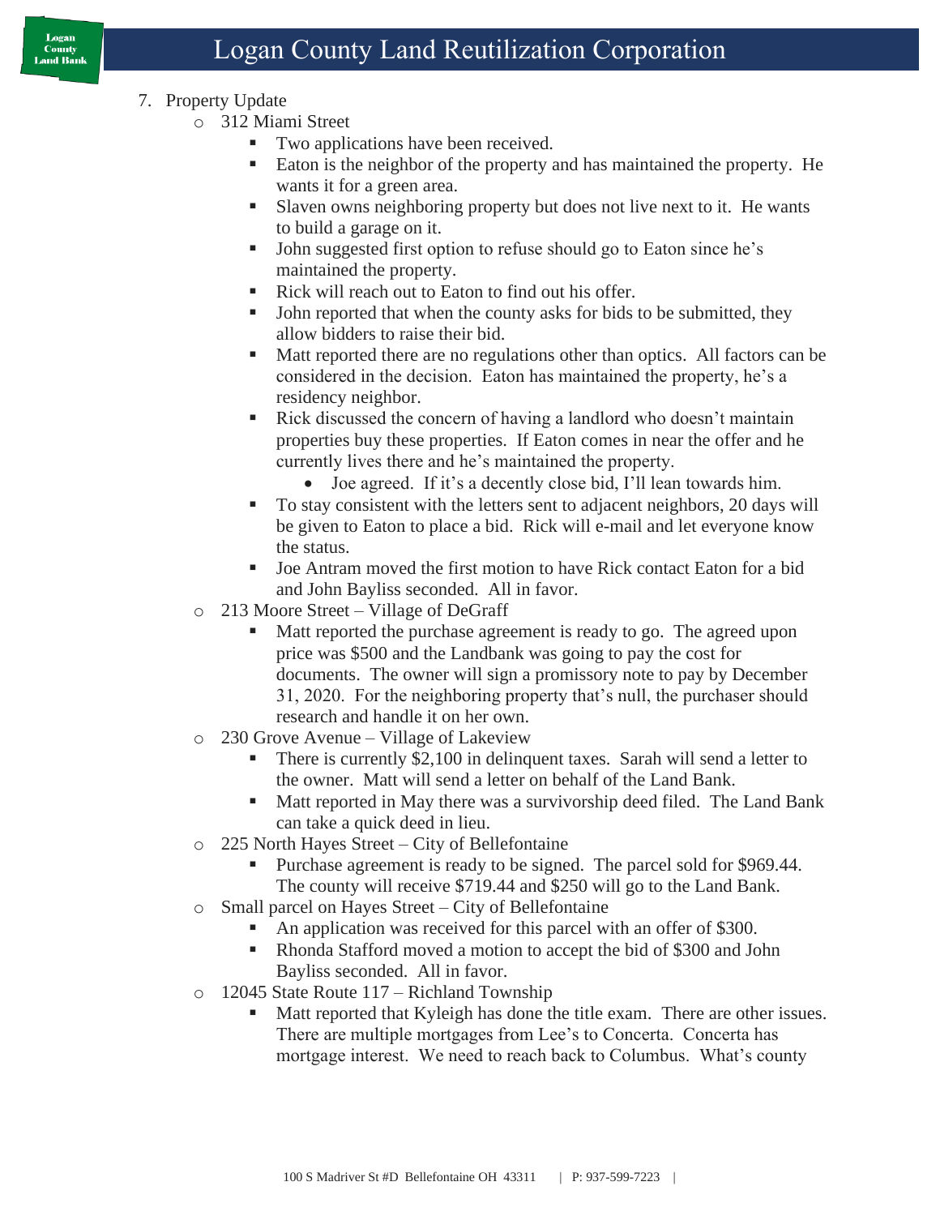7. Property Update
   - 312 Miami Street
     - Two applications have been received.
     - Eaton is the neighbor of the property and has maintained the property. He wants it for a green area.
     - Slaven owns neighboring property but does not live next to it. He wants to build a garage on it.
     - John suggested first option to refuse should go to Eaton since he's maintained the property.
     - Rick will reach out to Eaton to find out his offer.
     - John reported that when the county asks for bids to be submitted, they allow bidders to raise their bid.
     - Matt reported there are no regulations other than optics. All factors can be considered in the decision. Eaton has maintained the property, he's a residency neighbor.
     - Rick discussed the concern of having a landlord who doesn't maintain properties buy these properties. If Eaton comes in near the offer and he currently lives there and he's maintained the property.
       - Joe agreed. If it's a decently close bid, I'll lean towards him.
     - To stay consistent with the letters sent to adjacent neighbors, 20 days will be given to Eaton to place a bid. Rick will e-mail and let everyone know the status.
     - Joe Antram moved the first motion to have Rick contact Eaton for a bid and John Bayliss seconded. All in favor.
   - 213 Moore Street – Village of DeGraff
     - Matt reported the purchase agreement is ready to go. The agreed upon price was $500 and the Landbank was going to pay the cost for documents. The owner will sign a promissory note to pay by December 31, 2020. For the neighboring property that's null, the purchaser should research and handle it on her own.
   - 230 Grove Avenue – Village of Lakeview
     - There is currently $2,100 in delinquent taxes. Sarah will send a letter to the owner. Matt will send a letter on behalf of the Land Bank.
     - Matt reported in May there was a survivorship deed filed. The Land Bank can take a quick deed in lieu.
   - 225 North Hayes Street – City of Bellefontaine
     - Purchase agreement is ready to be signed. The parcel sold for $969.44. The county will receive $719.44 and $250 will go to the Land Bank.
   - Small parcel on Hayes Street – City of Bellefontaine
     - An application was received for this parcel with an offer of $300.
     - Rhonda Stafford moved a motion to accept the bid of $300 and John Bayliss seconded. All in favor.
   - 12045 State Route 117 – Richland Township
     - Matt reported that Kyleigh has done the title exam. There are other issues. There are multiple mortgages from Lee's to Concerta. Concerta has mortgage interest. We need to reach back to Columbus. What's county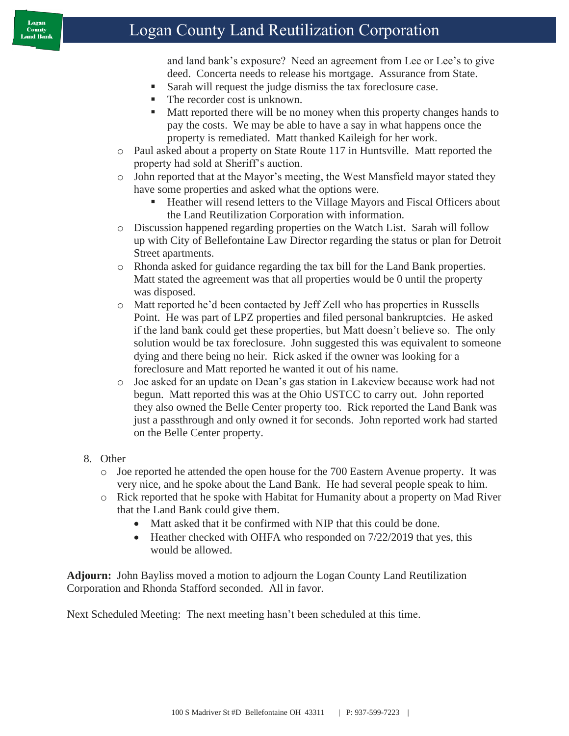and land bank's exposure? Need an agreement from Lee or Lee's to give deed. Concerta needs to release his mortgage. Assurance from State.
    - Sarah will request the judge dismiss the tax foreclosure case.
    - The recorder cost is unknown.
    - Matt reported there will be no money when this property changes hands to pay the costs. We may be able to have a say in what happens once the property is remediated. Matt thanked Kaileigh for her work.
  - Paul asked about a property on State Route 117 in Huntsville. Matt reported the property had sold at Sheriff's auction.
  - John reported that at the Mayor's meeting, the West Mansfield mayor stated they have some properties and asked what the options were.
    - Heather will resend letters to the Village Mayors and Fiscal Officers about the Land Reutilization Corporation with information.
  - Discussion happened regarding properties on the Watch List. Sarah will follow up with City of Bellefontaine Law Director regarding the status or plan for Detroit Street apartments.
  - Rhonda asked for guidance regarding the tax bill for the Land Bank properties. Matt stated the agreement was that all properties would be 0 until the property was disposed.
  - Matt reported he'd been contacted by Jeff Zell who has properties in Russells Point. He was part of LPZ properties and filed personal bankruptcies. He asked if the land bank could get these properties, but Matt doesn't believe so. The only solution would be tax foreclosure. John suggested this was equivalent to someone dying and there being no heir. Rick asked if the owner was looking for a foreclosure and Matt reported he wanted it out of his name.
  - Joe asked for an update on Dean's gas station in Lakeview because work had not begun. Matt reported this was at the Ohio USTCC to carry out. John reported they also owned the Belle Center property too. Rick reported the Land Bank was just a passthrough and only owned it for seconds. John reported work had started on the Belle Center property.

8. Other
   - Joe reported he attended the open house for the 700 Eastern Avenue property. It was very nice, and he spoke about the Land Bank. He had several people speak to him.
   - Rick reported that he spoke with Habitat for Humanity about a property on Mad River that the Land Bank could give them.
     - Matt asked that it be confirmed with NIP that this could be done.
     - Heather checked with OHFA who responded on 7/22/2019 that yes, this would be allowed.

**Adjourn:** John Bayliss moved a motion to adjourn the Logan County Land Reutilization Corporation and Rhonda Stafford seconded. All in favor.

Next Scheduled Meeting: The next meeting hasn't been scheduled at this time.